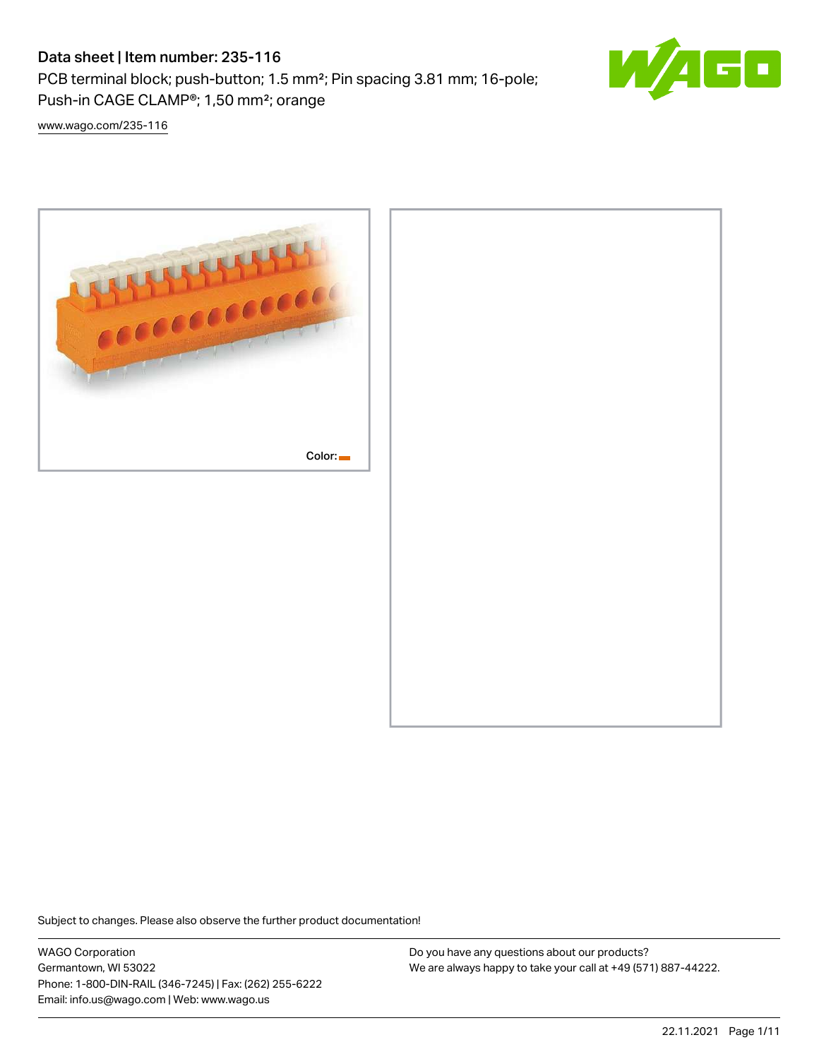# Data sheet | Item number: 235-116

PCB terminal block; push-button; 1.5 mm²; Pin spacing 3.81 mm; 16-pole; Push-in CAGE CLAMP®; 1,50 mm²; orange

www.wago.com/235-116

Color:

Subject to changes. Please also observe the further product documentation!

WAGO Corporation
Germantown, WI 53022
Phone: 1-800-DIN-RAIL (346-7245) | Fax: (262) 255-6222
Email: info.us@wago.com | Web: www.wago.us

Do you have any questions about our products?
We are always happy to take your call at +49 (571) 887-44222.

22.11.2021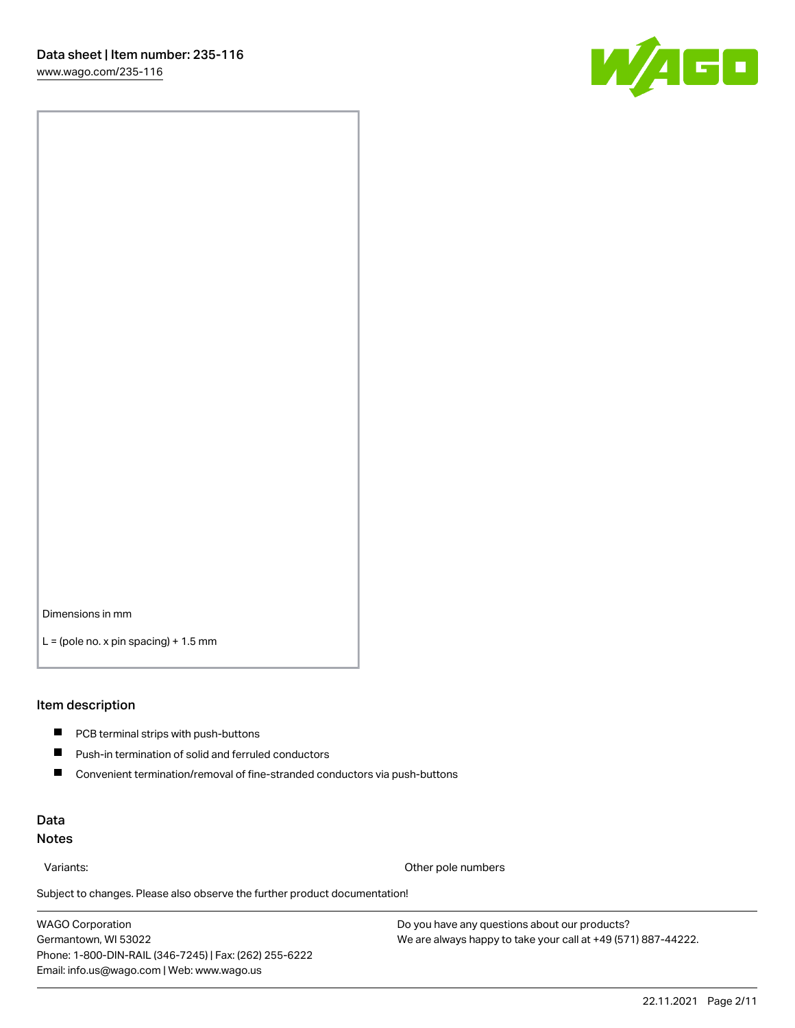Dimensions in mm

L = (pole no. x pin spacing) + 1.5 mm

## Item description

- PCB terminal strips with push-buttons
- Push-in termination of solid and ferruled conductors
- Convenient termination/removal of fine-stranded conductors via push-buttons

## Data

### Notes

| Variants: | Other pole numbers |
| --- | --- |

Subject to changes. Please also observe the further product documentation!

WAGO Corporation
Germantown, WI 53022
Phone: 1-800-DIN-RAIL (346-7245) | Fax: (262) 255-6222
Email: info.us@wago.com | Web: www.wago.us

Do you have any questions about our products?
We are always happy to take your call at +49 (571) 887-44222.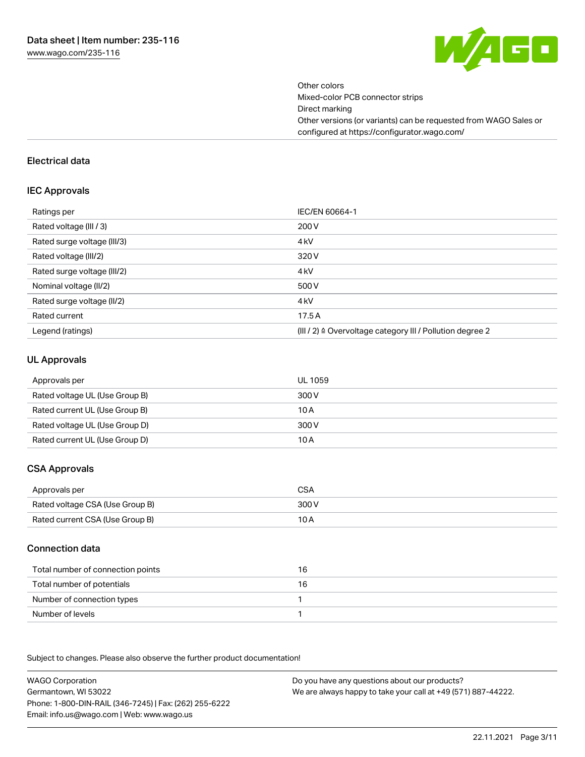Other colors
Mixed-color PCB connector strips
Direct marking
Other versions (or variants) can be requested from WAGO Sales or configured at https://configurator.wago.com/

## Electrical data

### IEC Approvals

| | |
|---|---|
| Ratings per | IEC/EN 60664-1 |
| Rated voltage (III / 3) | 200 V |
| Rated surge voltage (III/3) | 4 kV |
| Rated voltage (III/2) | 320 V |
| Rated surge voltage (III/2) | 4 kV |
| Nominal voltage (II/2) | 500 V |
| Rated surge voltage (II/2) | 4 kV |
| Rated current | 17.5 A |
| Legend (ratings) | (III / 2) ≙ Overvoltage category III / Pollution degree 2 |

### UL Approvals

| | |
|---|---|
| Approvals per | UL 1059 |
| Rated voltage UL (Use Group B) | 300 V |
| Rated current UL (Use Group B) | 10 A |
| Rated voltage UL (Use Group D) | 300 V |
| Rated current UL (Use Group D) | 10 A |

### CSA Approvals

| | |
|---|---|
| Approvals per | CSA |
| Rated voltage CSA (Use Group B) | 300 V |
| Rated current CSA (Use Group B) | 10 A |

### Connection data

| | |
|---|---|
| Total number of connection points | 16 |
| Total number of potentials | 16 |
| Number of connection types | 1 |
| Number of levels | 1 |

Subject to changes. Please also observe the further product documentation!

WAGO Corporation
Germantown, WI 53022
Phone: 1-800-DIN-RAIL (346-7245) | Fax: (262) 255-6222
Email: info.us@wago.com | Web: www.wago.us

Do you have any questions about our products?
We are always happy to take your call at +49 (571) 887-44222.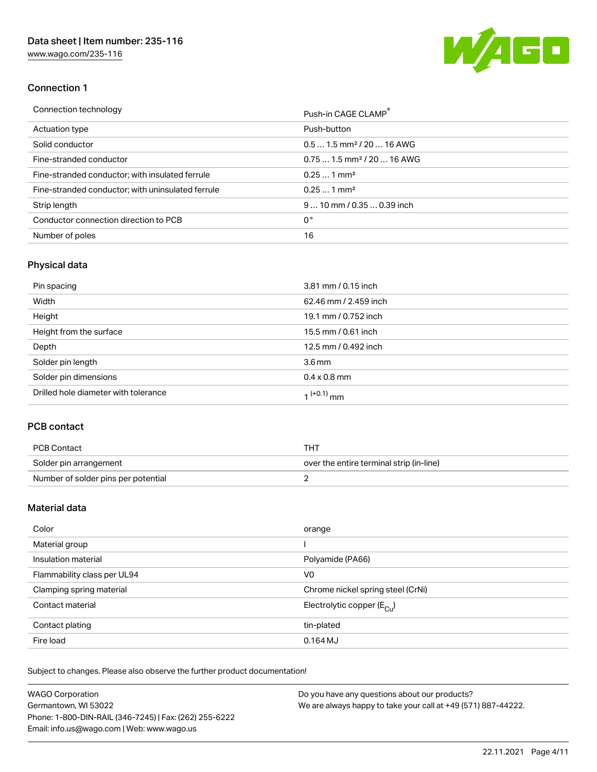## Connection 1

| Connection technology | Push-in CAGE CLAMP® |
| --- | --- |
| Actuation type | Push-button |
| Solid conductor | 0.5 … 1.5 mm² / 20 … 16 AWG |
| Fine-stranded conductor | 0.75 … 1.5 mm² / 20 … 16 AWG |
| Fine-stranded conductor; with insulated ferrule | 0.25 … 1 mm² |
| Fine-stranded conductor; with uninsulated ferrule | 0.25 … 1 mm² |
| Strip length | 9 … 10 mm / 0.35 … 0.39 inch |
| Conductor connection direction to PCB | 0 ° |
| Number of poles | 16 |

## Physical data

| Pin spacing | 3.81 mm / 0.15 inch |
| --- | --- |
| Width | 62.46 mm / 2.459 inch |
| Height | 19.1 mm / 0.752 inch |
| Height from the surface | 15.5 mm / 0.61 inch |
| Depth | 12.5 mm / 0.492 inch |
| Solder pin length | 3.6 mm |
| Solder pin dimensions | 0.4 x 0.8 mm |
| Drilled hole diameter with tolerance | $1^{(+0.1)}$ mm |

## PCB contact

| PCB Contact | THT |
| --- | --- |
| Solder pin arrangement | over the entire terminal strip (in-line) |
| Number of solder pins per potential | 2 |

## Material data

| Color | orange |
| --- | --- |
| Material group | I |
| Insulation material | Polyamide (PA66) |
| Flammability class per UL94 | V0 |
| Clamping spring material | Chrome nickel spring steel (CrNi) |
| Contact material | Electrolytic copper ($E_{Cu}$) |
| Contact plating | tin-plated |
| Fire load | 0.164 MJ |

Subject to changes. Please also observe the further product documentation!

WAGO Corporation
Germantown, WI 53022
Phone: 1-800-DIN-RAIL (346-7245) | Fax: (262) 255-6222
Email: info.us@wago.com | Web: www.wago.us

Do you have any questions about our products?
We are always happy to take your call at +49 (571) 887-44222.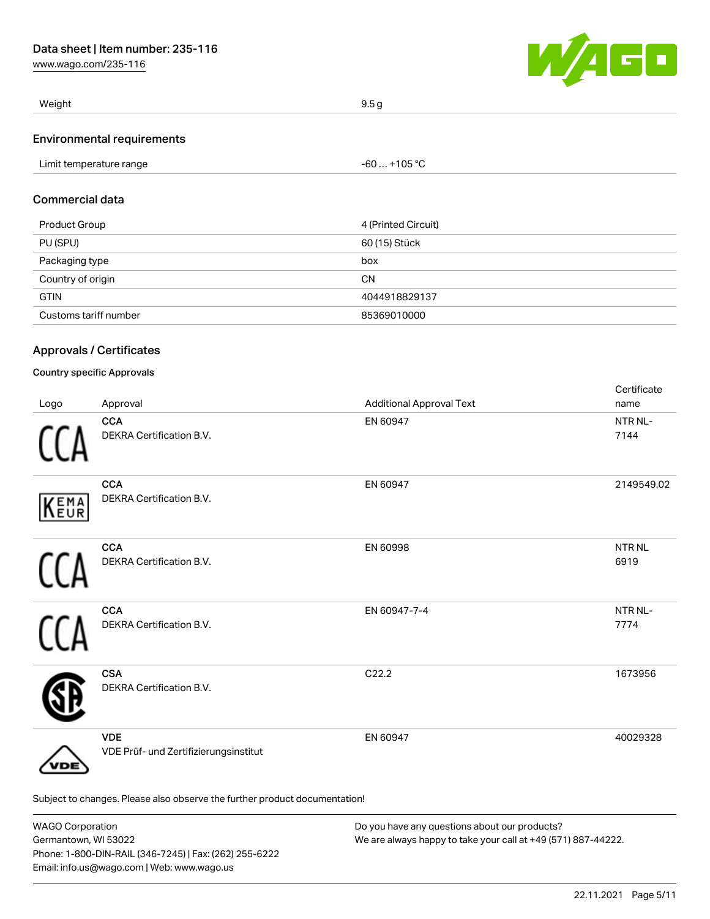| Weight | 9.5 g |
| --- | --- |

## Environmental requirements

| Limit temperature range | -60 … +105 °C |
| --- | --- |

## Commercial data

| Product Group | 4 (Printed Circuit) |
| --- | --- |
| PU (SPU) | 60 (15) Stück |
| Packaging type | box |
| Country of origin | CN |
| GTIN | 4044918829137 |
| Customs tariff number | 85369010000 |

## Approvals / Certificates

### Country specific Approvals

| Logo | Approval | Additional Approval Text | Certificate name |
| --- | --- | --- | --- |
| | **CCA**<br>DEKRA Certification B.V. | EN 60947 | NTR NL-7144 |
| | **CCA**<br>DEKRA Certification B.V. | EN 60947 | 2149549.02 |
| | **CCA**<br>DEKRA Certification B.V. | EN 60998 | NTR NL 6919 |
| | **CCA**<br>DEKRA Certification B.V. | EN 60947-7-4 | NTR NL-7774 |
| | **CSA**<br>DEKRA Certification B.V. | C22.2 | 1673956 |
| | **VDE**<br>VDE Prüf- und Zertifizierungsinstitut | EN 60947 | 40029328 |

Subject to changes. Please also observe the further product documentation!

WAGO Corporation
Germantown, WI 53022
Phone: 1-800-DIN-RAIL (346-7245) | Fax: (262) 255-6222
Email: info.us@wago.com | Web: www.wago.us

Do you have any questions about our products?
We are always happy to take your call at +49 (571) 887-44222.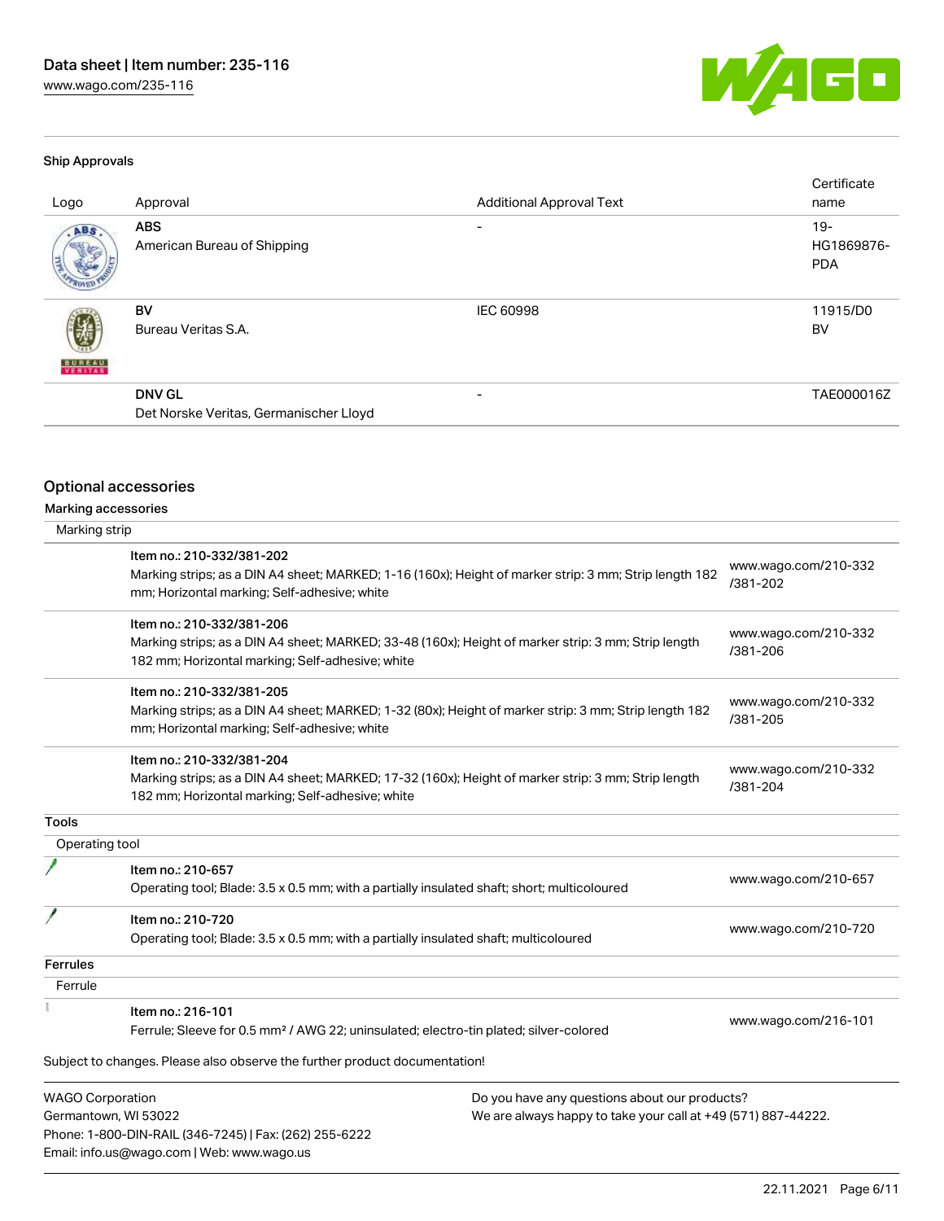#### Ship Approvals

| Logo | Approval | Additional Approval Text | Certificate name |
| --- | --- | --- | --- |
| | **ABS**<br>American Bureau of Shipping | - | 19-HG1869876-PDA |
| | **BV**<br>Bureau Veritas S.A. | IEC 60998 | 11915/D0 BV |
| | **DNV GL**<br>Det Norske Veritas, Germanischer Lloyd | - | TAE000016Z |

## Optional accessories

### Marking accessories

#### Marking strip

| | | |
| --- | --- | --- |
| | Item no.: 210-332/381-202<br>Marking strips; as a DIN A4 sheet; MARKED; 1-16 (160x); Height of marker strip: 3 mm; Strip length 182 mm; Horizontal marking; Self-adhesive; white | www.wago.com/210-332/381-202 |
| | Item no.: 210-332/381-206<br>Marking strips; as a DIN A4 sheet; MARKED; 33-48 (160x); Height of marker strip: 3 mm; Strip length 182 mm; Horizontal marking; Self-adhesive; white | www.wago.com/210-332/381-206 |
| | Item no.: 210-332/381-205<br>Marking strips; as a DIN A4 sheet; MARKED; 1-32 (80x); Height of marker strip: 3 mm; Strip length 182 mm; Horizontal marking; Self-adhesive; white | www.wago.com/210-332/381-205 |
| | Item no.: 210-332/381-204<br>Marking strips; as a DIN A4 sheet; MARKED; 17-32 (160x); Height of marker strip: 3 mm; Strip length 182 mm; Horizontal marking; Self-adhesive; white | www.wago.com/210-332/381-204 |

### Tools

#### Operating tool

| | | |
| --- | --- | --- |
| | Item no.: 210-657<br>Operating tool; Blade: 3.5 x 0.5 mm; with a partially insulated shaft; short; multicoloured | www.wago.com/210-657 |
| | Item no.: 210-720<br>Operating tool; Blade: 3.5 x 0.5 mm; with a partially insulated shaft; multicoloured | www.wago.com/210-720 |

### Ferrules

#### Ferrule

| | | |
| --- | --- | --- |
| | Item no.: 216-101<br>Ferrule; Sleeve for 0.5 mm² / AWG 22; uninsulated; electro-tin plated; silver-colored | www.wago.com/216-101 |

Subject to changes. Please also observe the further product documentation!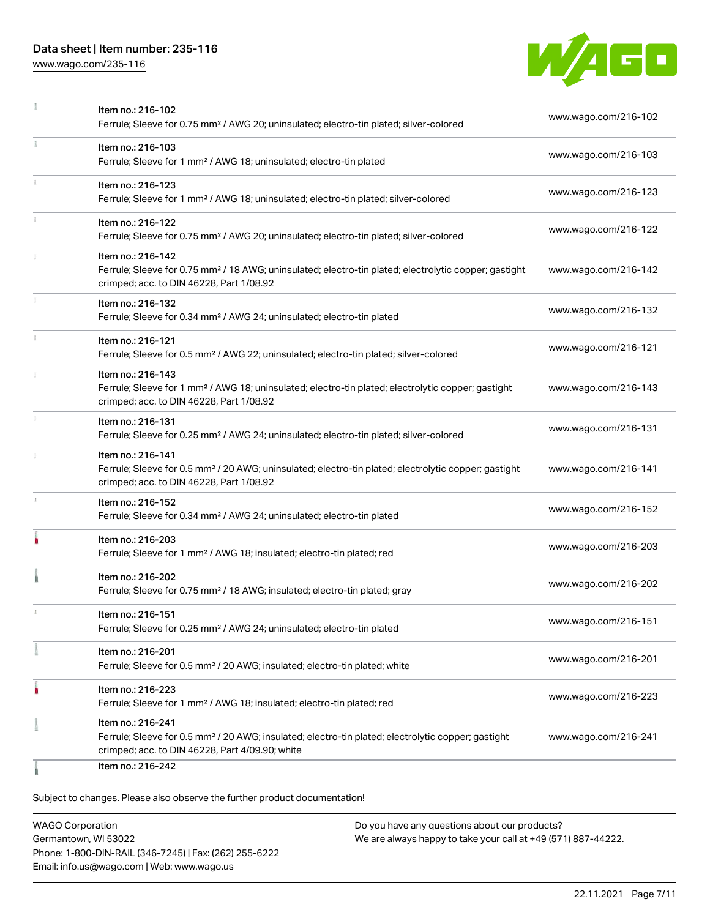| | | |
|---|---|---|
| | Item no.: 216-102<br>Ferrule; Sleeve for 0.75 mm² / AWG 20; uninsulated; electro-tin plated; silver-colored | www.wago.com/216-102 |
| | Item no.: 216-103<br>Ferrule; Sleeve for 1 mm² / AWG 18; uninsulated; electro-tin plated | www.wago.com/216-103 |
| | Item no.: 216-123<br>Ferrule; Sleeve for 1 mm² / AWG 18; uninsulated; electro-tin plated; silver-colored | www.wago.com/216-123 |
| | Item no.: 216-122<br>Ferrule; Sleeve for 0.75 mm² / AWG 20; uninsulated; electro-tin plated; silver-colored | www.wago.com/216-122 |
| | Item no.: 216-142<br>Ferrule; Sleeve for 0.75 mm² / 18 AWG; uninsulated; electro-tin plated; electrolytic copper; gastight crimped; acc. to DIN 46228, Part 1/08.92 | www.wago.com/216-142 |
| | Item no.: 216-132<br>Ferrule; Sleeve for 0.34 mm² / AWG 24; uninsulated; electro-tin plated | www.wago.com/216-132 |
| | Item no.: 216-121<br>Ferrule; Sleeve for 0.5 mm² / AWG 22; uninsulated; electro-tin plated; silver-colored | www.wago.com/216-121 |
| | Item no.: 216-143<br>Ferrule; Sleeve for 1 mm² / AWG 18; uninsulated; electro-tin plated; electrolytic copper; gastight crimped; acc. to DIN 46228, Part 1/08.92 | www.wago.com/216-143 |
| | Item no.: 216-131<br>Ferrule; Sleeve for 0.25 mm² / AWG 24; uninsulated; electro-tin plated; silver-colored | www.wago.com/216-131 |
| | Item no.: 216-141<br>Ferrule; Sleeve for 0.5 mm² / 20 AWG; uninsulated; electro-tin plated; electrolytic copper; gastight crimped; acc. to DIN 46228, Part 1/08.92 | www.wago.com/216-141 |
| | Item no.: 216-152<br>Ferrule; Sleeve for 0.34 mm² / AWG 24; uninsulated; electro-tin plated | www.wago.com/216-152 |
| | Item no.: 216-203<br>Ferrule; Sleeve for 1 mm² / AWG 18; insulated; electro-tin plated; red | www.wago.com/216-203 |
| | Item no.: 216-202<br>Ferrule; Sleeve for 0.75 mm² / 18 AWG; insulated; electro-tin plated; gray | www.wago.com/216-202 |
| | Item no.: 216-151<br>Ferrule; Sleeve for 0.25 mm² / AWG 24; uninsulated; electro-tin plated | www.wago.com/216-151 |
| | Item no.: 216-201<br>Ferrule; Sleeve for 0.5 mm² / 20 AWG; insulated; electro-tin plated; white | www.wago.com/216-201 |
| | Item no.: 216-223<br>Ferrule; Sleeve for 1 mm² / AWG 18; insulated; electro-tin plated; red | www.wago.com/216-223 |
| | Item no.: 216-241<br>Ferrule; Sleeve for 0.5 mm² / 20 AWG; insulated; electro-tin plated; electrolytic copper; gastight crimped; acc. to DIN 46228, Part 4/09.90; white | www.wago.com/216-241 |
| | Item no.: 216-242 | |

Subject to changes. Please also observe the further product documentation!

WAGO Corporation
Germantown, WI 53022
Phone: 1-800-DIN-RAIL (346-7245) | Fax: (262) 255-6222
Email: info.us@wago.com | Web: www.wago.us

Do you have any questions about our products?
We are always happy to take your call at +49 (571) 887-44222.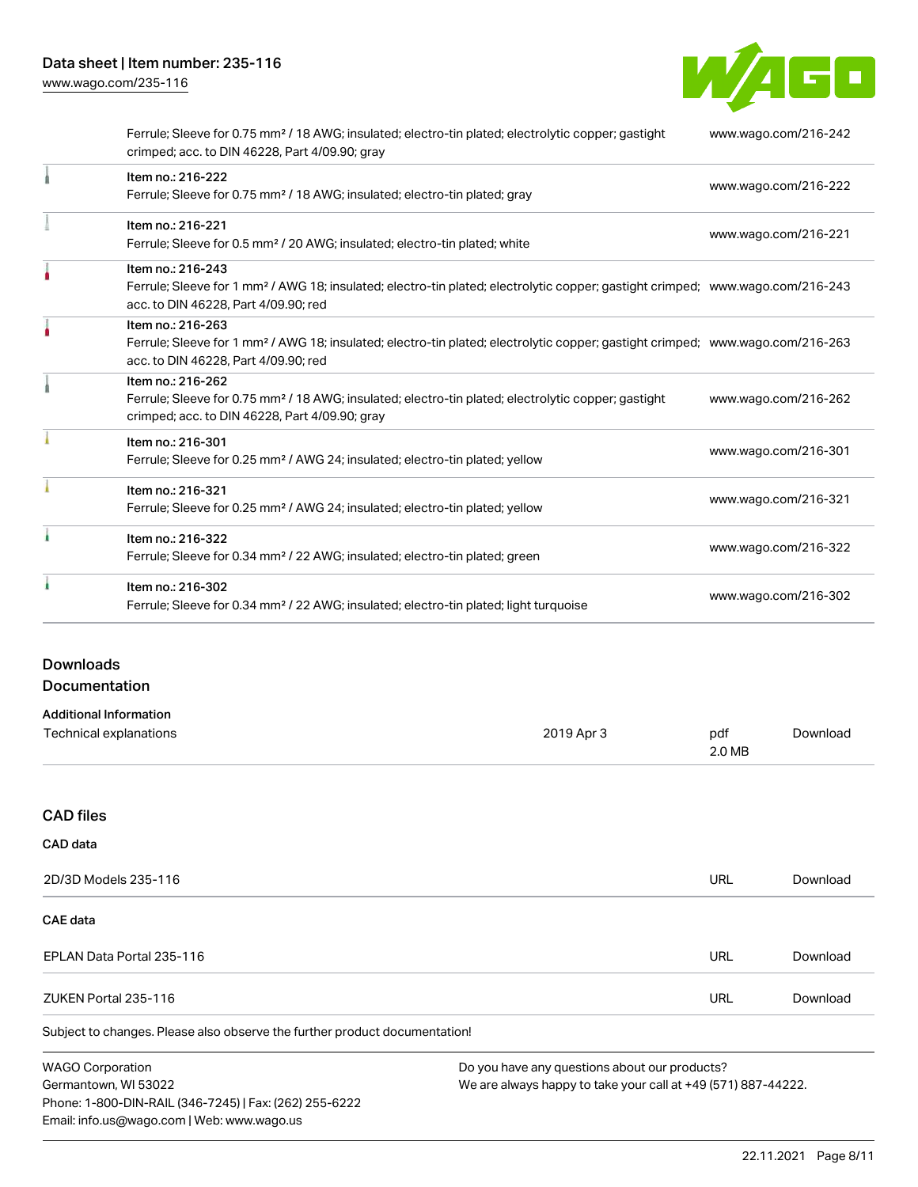| | | |
|---|---|---|
| | Ferrule; Sleeve for 0.75 mm² / 18 AWG; insulated; electro-tin plated; electrolytic copper; gastight crimped; acc. to DIN 46228, Part 4/09.90; gray | www.wago.com/216-242 |
| | Item no.: 216-222<br>Ferrule; Sleeve for 0.75 mm² / 18 AWG; insulated; electro-tin plated; gray | www.wago.com/216-222 |
| | Item no.: 216-221<br>Ferrule; Sleeve for 0.5 mm² / 20 AWG; insulated; electro-tin plated; white | www.wago.com/216-221 |
| | Item no.: 216-243<br>Ferrule; Sleeve for 1 mm² / AWG 18; insulated; electro-tin plated; electrolytic copper; gastight crimped; acc. to DIN 46228, Part 4/09.90; red | www.wago.com/216-243 |
| | Item no.: 216-263<br>Ferrule; Sleeve for 1 mm² / AWG 18; insulated; electro-tin plated; electrolytic copper; gastight crimped; acc. to DIN 46228, Part 4/09.90; red | www.wago.com/216-263 |
| | Item no.: 216-262<br>Ferrule; Sleeve for 0.75 mm² / 18 AWG; insulated; electro-tin plated; electrolytic copper; gastight crimped; acc. to DIN 46228, Part 4/09.90; gray | www.wago.com/216-262 |
| | Item no.: 216-301<br>Ferrule; Sleeve for 0.25 mm² / AWG 24; insulated; electro-tin plated; yellow | www.wago.com/216-301 |
| | Item no.: 216-321<br>Ferrule; Sleeve for 0.25 mm² / AWG 24; insulated; electro-tin plated; yellow | www.wago.com/216-321 |
| | Item no.: 216-322<br>Ferrule; Sleeve for 0.34 mm² / 22 AWG; insulated; electro-tin plated; green | www.wago.com/216-322 |
| | Item no.: 216-302<br>Ferrule; Sleeve for 0.34 mm² / 22 AWG; insulated; electro-tin plated; light turquoise | www.wago.com/216-302 |

## Downloads

### Documentation

**Additional Information**

| | | | |
|---|---|---|---|
| Technical explanations | 2019 Apr 3 | pdf<br>2.0 MB | Download |

### CAD files

**CAD data**

| | | |
|---|---|---|
| 2D/3D Models 235-116 | URL | Download |

**CAE data**

| | | |
|---|---|---|
| EPLAN Data Portal 235-116 | URL | Download |
| ZUKEN Portal 235-116 | URL | Download |

Subject to changes. Please also observe the further product documentation!

WAGO Corporation
Germantown, WI 53022
Phone: 1-800-DIN-RAIL (346-7245) | Fax: (262) 255-6222
Email: info.us@wago.com | Web: www.wago.us

Do you have any questions about our products?
We are always happy to take your call at +49 (571) 887-44222.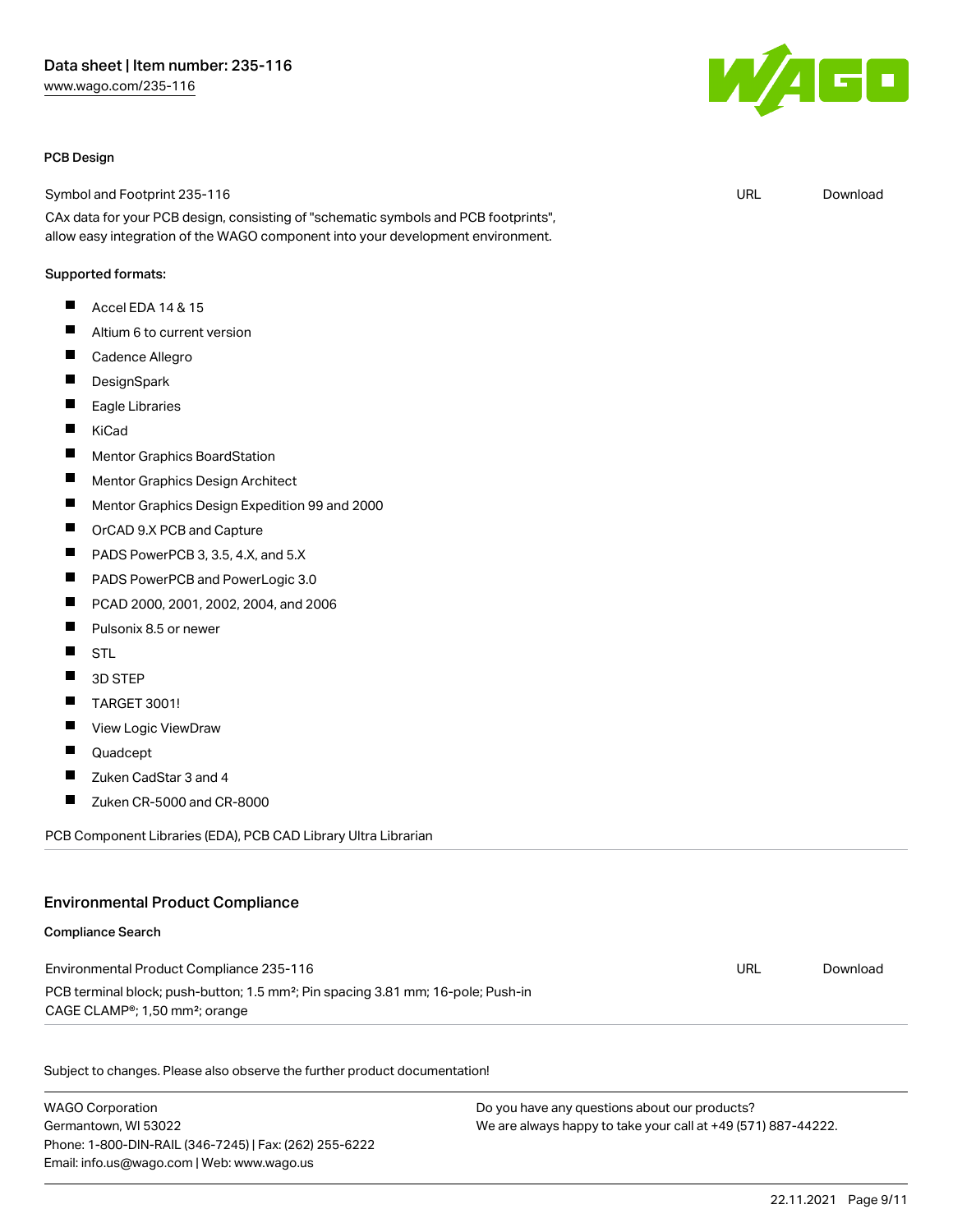#### PCB Design

| Symbol and Footprint 235-116 | URL | Download |
| --- | --- | --- |

CAx data for your PCB design, consisting of "schematic symbols and PCB footprints", allow easy integration of the WAGO component into your development environment.

Supported formats:

- Accel EDA 14 & 15
- Altium 6 to current version
- Cadence Allegro
- DesignSpark
- Eagle Libraries
- KiCad
- Mentor Graphics BoardStation
- Mentor Graphics Design Architect
- Mentor Graphics Design Expedition 99 and 2000
- OrCAD 9.X PCB and Capture
- PADS PowerPCB 3, 3.5, 4.X, and 5.X
- PADS PowerPCB and PowerLogic 3.0
- PCAD 2000, 2001, 2002, 2004, and 2006
- Pulsonix 8.5 or newer
- STL
- 3D STEP
- TARGET 3001!
- View Logic ViewDraw
- Quadcept
- Zuken CadStar 3 and 4
- Zuken CR-5000 and CR-8000

PCB Component Libraries (EDA), PCB CAD Library Ultra Librarian

## Environmental Product Compliance

#### Compliance Search

| Environmental Product Compliance 235-116 | URL | Download |
| --- | --- | --- |

PCB terminal block; push-button; 1.5 mm²; Pin spacing 3.81 mm; 16-pole; Push-in CAGE CLAMP®; 1,50 mm²; orange

Subject to changes. Please also observe the further product documentation!

WAGO Corporation
Germantown, WI 53022
Phone: 1-800-DIN-RAIL (346-7245) | Fax: (262) 255-6222
Email: info.us@wago.com | Web: www.wago.us

Do you have any questions about our products?
We are always happy to take your call at +49 (571) 887-44222.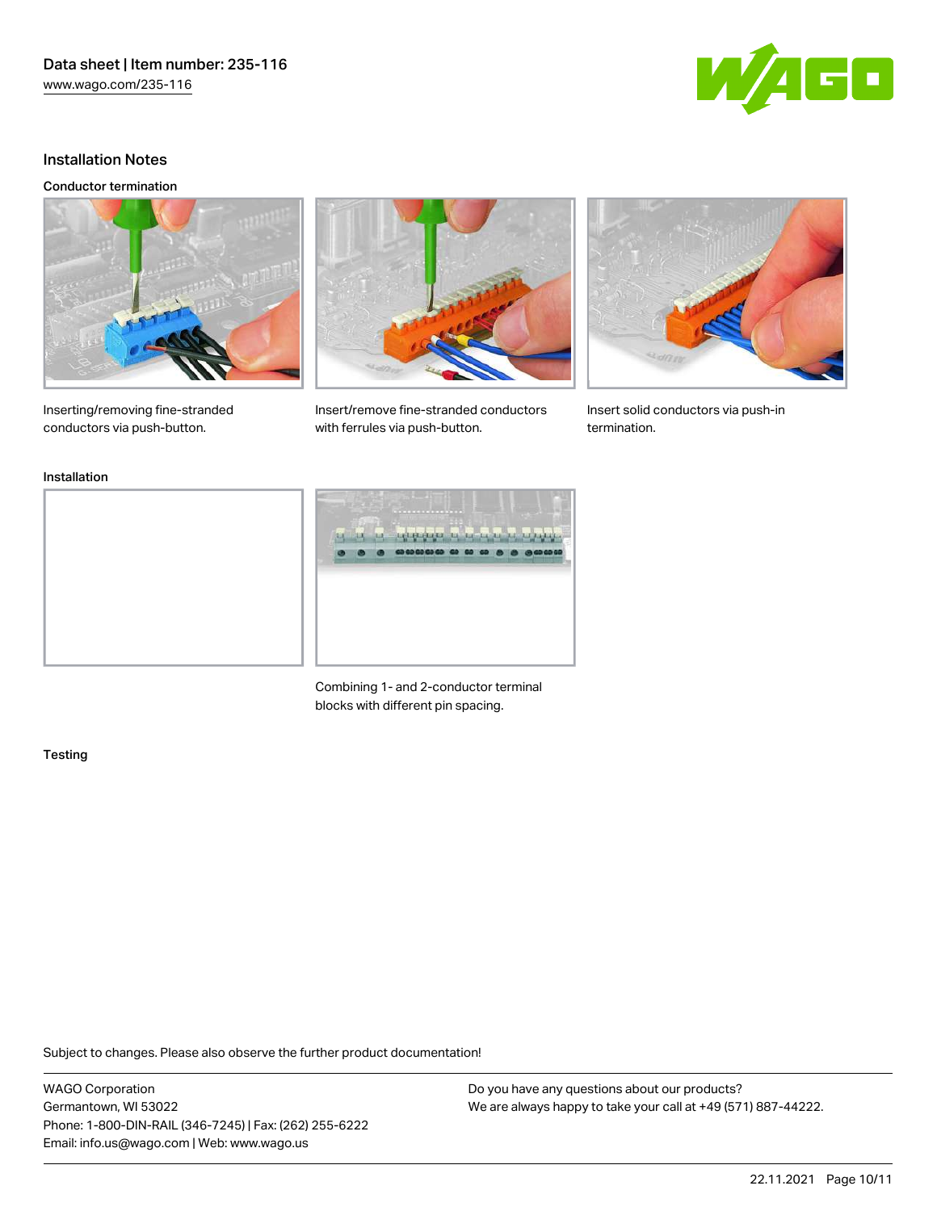## Installation Notes

### Conductor termination

Inserting/removing fine-stranded conductors via push-button.

Insert/remove fine-stranded conductors with ferrules via push-button.

Insert solid conductors via push-in termination.

### Installation

Combining 1- and 2-conductor terminal blocks with different pin spacing.

### Testing

Subject to changes. Please also observe the further product documentation!

WAGO Corporation
Germantown, WI 53022
Phone: 1-800-DIN-RAIL (346-7245) | Fax: (262) 255-6222
Email: info.us@wago.com | Web: www.wago.us

Do you have any questions about our products?
We are always happy to take your call at +49 (571) 887-44222.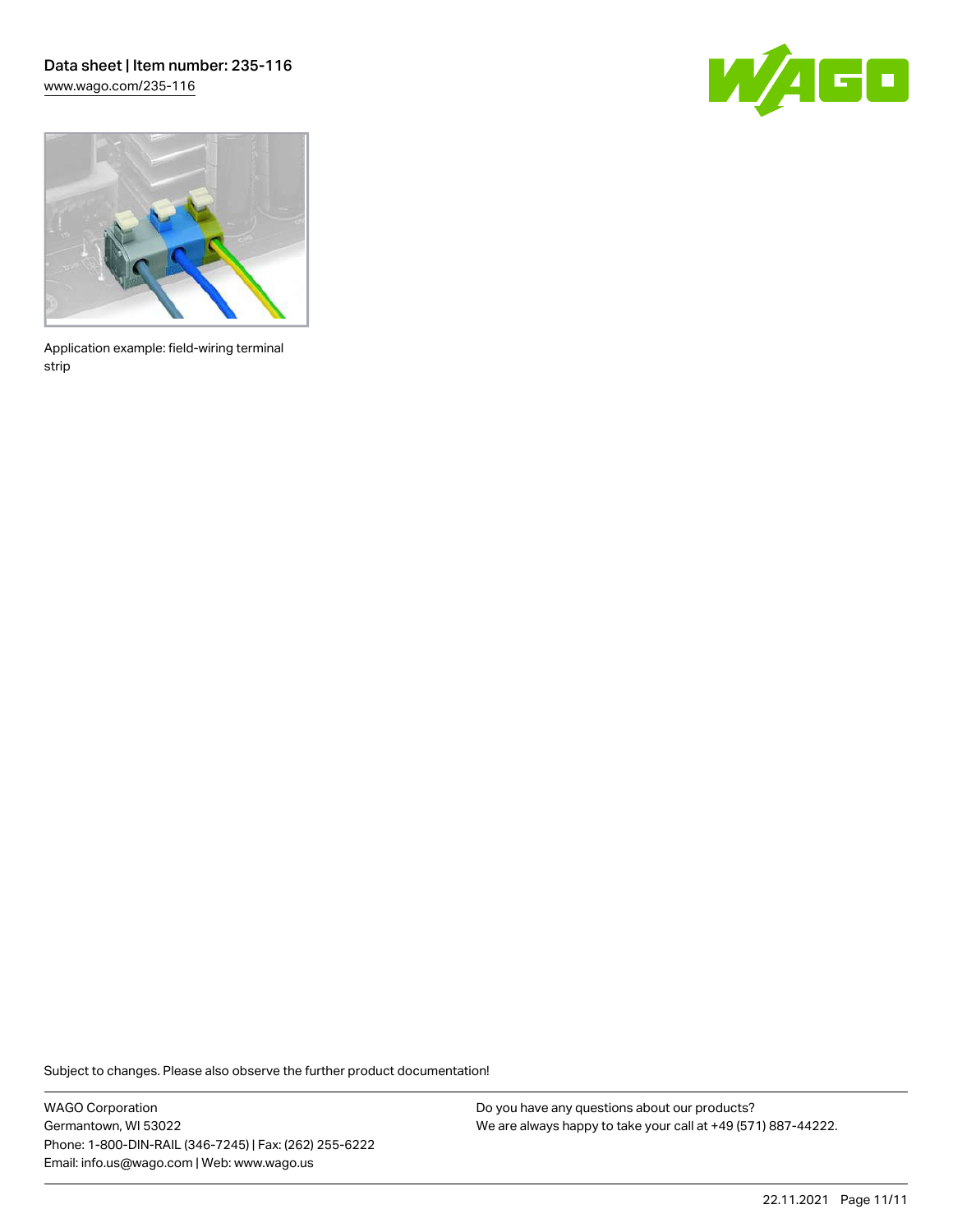Application example: field-wiring terminal strip

Subject to changes. Please also observe the further product documentation!

WAGO Corporation
Germantown, WI 53022
Phone: 1-800-DIN-RAIL (346-7245) | Fax: (262) 255-6222
Email: info.us@wago.com | Web: www.wago.us

Do you have any questions about our products?
We are always happy to take your call at +49 (571) 887-44222.